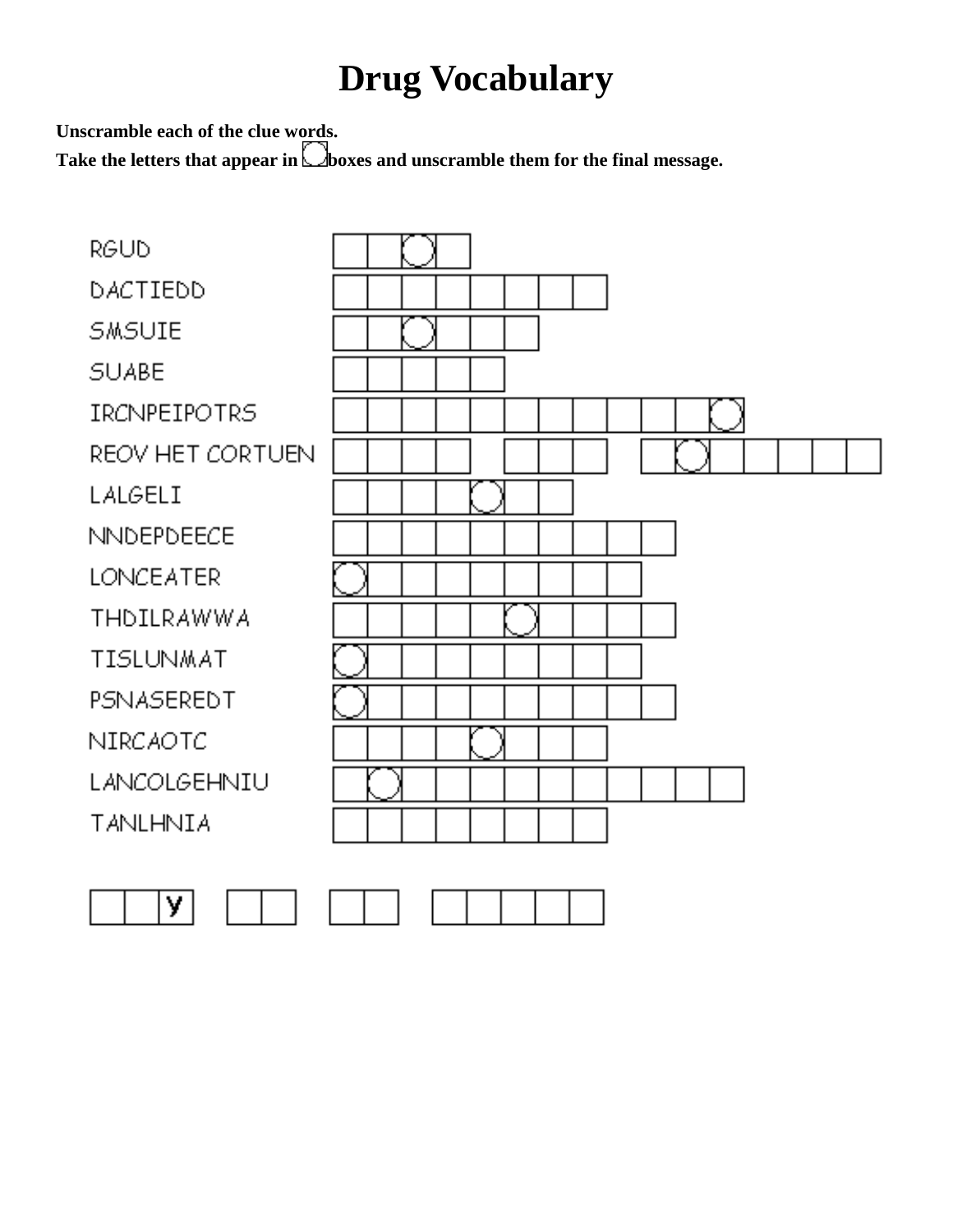# Drug Vocabulary

**Unscramble each of the clue words.**
**Take the letters that appear in ◯ boxes and unscramble them for the final message.**

| Clue | Answer |
|---|---|
| RGUD | _ _ ◯ _ |
| DACTIEDD | _ _ _ _ _ _ _ _ |
| SMSUIE | _ _ ◯ _ _ _ |
| SUABE | _ _ _ _ _ |
| IRCNPEIPOTRS | _ _ _ _ _ _ _ _ _ _ _ ◯ |
| REOV HET CORTUEN | _ _ _ _ &nbsp; _ _ _ &nbsp; _ ◯ _ _ _ _ _ |
| LALGELI | _ _ _ _ ◯ _ _ |
| NNDEPDEECE | _ _ _ _ _ _ _ _ _ _ |
| LONCEATER | ◯ _ _ _ _ _ _ _ _ |
| THDILRAWWA | _ _ _ _ _ ◯ _ _ _ _ |
| TISLUNMAT | ◯ _ _ _ _ _ _ _ _ |
| PSNASEREDT | ◯ _ _ _ _ _ _ _ _ _ |
| NIRCAOTC | _ _ _ _ ◯ _ _ _ |
| LANCOLGEHNIU | _ ◯ _ _ _ _ _ _ _ _ _ _ |
| TANLHNIA | _ _ _ _ _ _ _ _ |

_ _ y &nbsp; _ _ &nbsp; _ _ &nbsp; _ _ _ _ _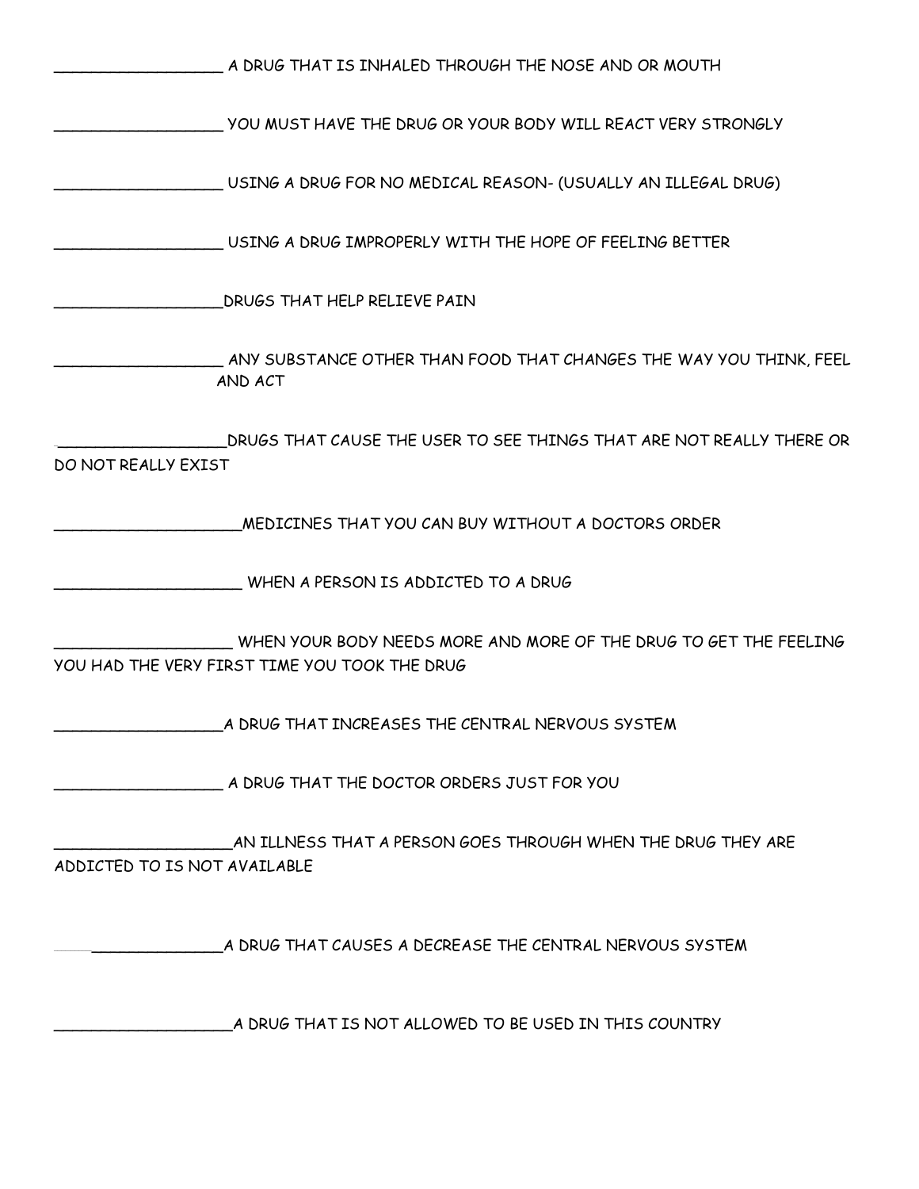__________________ A DRUG THAT IS INHALED THROUGH THE NOSE AND OR MOUTH

__________________ YOU MUST HAVE THE DRUG OR YOUR BODY WILL REACT VERY STRONGLY

__________________ USING A DRUG FOR NO MEDICAL REASON- (USUALLY AN ILLEGAL DRUG)

__________________ USING A DRUG IMPROPERLY WITH THE HOPE OF FEELING BETTER

__________________DRUGS THAT HELP RELIEVE PAIN

__________________ ANY SUBSTANCE OTHER THAN FOOD THAT CHANGES THE WAY YOU THINK, FEEL AND ACT

__________________DRUGS THAT CAUSE THE USER TO SEE THINGS THAT ARE NOT REALLY THERE OR DO NOT REALLY EXIST

____________________MEDICINES THAT YOU CAN BUY WITHOUT A DOCTORS ORDER

____________________ WHEN A PERSON IS ADDICTED TO A DRUG

___________________ WHEN YOUR BODY NEEDS MORE AND MORE OF THE DRUG TO GET THE FEELING YOU HAD THE VERY FIRST TIME YOU TOOK THE DRUG

__________________A DRUG THAT INCREASES THE CENTRAL NERVOUS SYSTEM

__________________ A DRUG THAT THE DOCTOR ORDERS JUST FOR YOU

___________________AN ILLNESS THAT A PERSON GOES THROUGH WHEN THE DRUG THEY ARE ADDICTED TO IS NOT AVAILABLE

__________________A DRUG THAT CAUSES A DECREASE THE CENTRAL NERVOUS SYSTEM

___________________A DRUG THAT IS NOT ALLOWED TO BE USED IN THIS COUNTRY